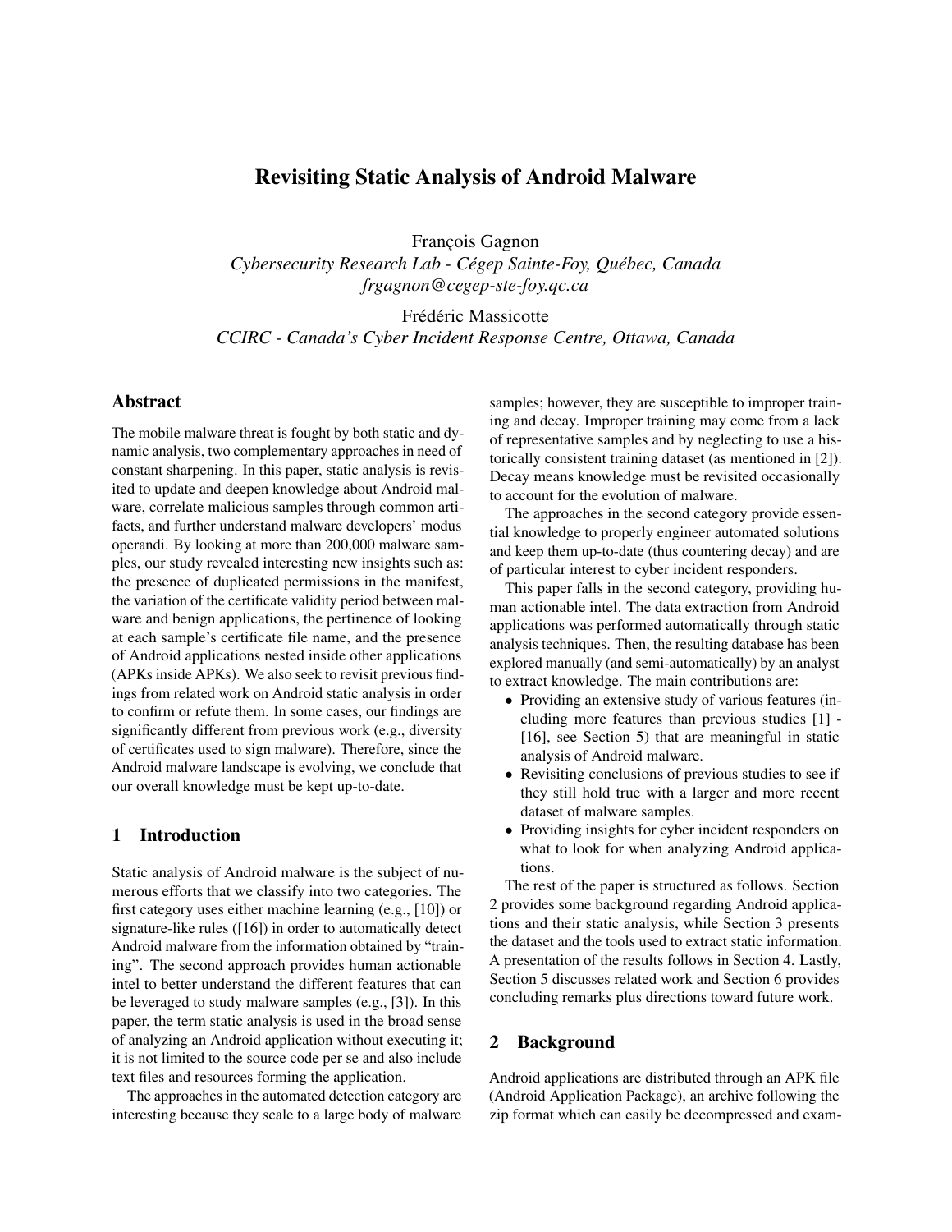# Revisiting Static Analysis of Android Malware

François Gagnon
*Cybersecurity Research Lab - Cégep Sainte-Foy, Québec, Canada*
*frgagnon@cegep-ste-foy.qc.ca*

Frédéric Massicotte
*CCIRC - Canada's Cyber Incident Response Centre, Ottawa, Canada*

## Abstract

The mobile malware threat is fought by both static and dynamic analysis, two complementary approaches in need of constant sharpening. In this paper, static analysis is revisited to update and deepen knowledge about Android malware, correlate malicious samples through common artifacts, and further understand malware developers' modus operandi. By looking at more than 200,000 malware samples, our study revealed interesting new insights such as: the presence of duplicated permissions in the manifest, the variation of the certificate validity period between malware and benign applications, the pertinence of looking at each sample's certificate file name, and the presence of Android applications nested inside other applications (APKs inside APKs). We also seek to revisit previous findings from related work on Android static analysis in order to confirm or refute them. In some cases, our findings are significantly different from previous work (e.g., diversity of certificates used to sign malware). Therefore, since the Android malware landscape is evolving, we conclude that our overall knowledge must be kept up-to-date.

## 1 Introduction

Static analysis of Android malware is the subject of numerous efforts that we classify into two categories. The first category uses either machine learning (e.g., [10]) or signature-like rules ([16]) in order to automatically detect Android malware from the information obtained by "training". The second approach provides human actionable intel to better understand the different features that can be leveraged to study malware samples (e.g., [3]). In this paper, the term static analysis is used in the broad sense of analyzing an Android application without executing it; it is not limited to the source code per se and also include text files and resources forming the application.

The approaches in the automated detection category are interesting because they scale to a large body of malware samples; however, they are susceptible to improper training and decay. Improper training may come from a lack of representative samples and by neglecting to use a historically consistent training dataset (as mentioned in [2]). Decay means knowledge must be revisited occasionally to account for the evolution of malware.

The approaches in the second category provide essential knowledge to properly engineer automated solutions and keep them up-to-date (thus countering decay) and are of particular interest to cyber incident responders.

This paper falls in the second category, providing human actionable intel. The data extraction from Android applications was performed automatically through static analysis techniques. Then, the resulting database has been explored manually (and semi-automatically) by an analyst to extract knowledge. The main contributions are:

- Providing an extensive study of various features (including more features than previous studies [1] - [16], see Section 5) that are meaningful in static analysis of Android malware.
- Revisiting conclusions of previous studies to see if they still hold true with a larger and more recent dataset of malware samples.
- Providing insights for cyber incident responders on what to look for when analyzing Android applications.

The rest of the paper is structured as follows. Section 2 provides some background regarding Android applications and their static analysis, while Section 3 presents the dataset and the tools used to extract static information. A presentation of the results follows in Section 4. Lastly, Section 5 discusses related work and Section 6 provides concluding remarks plus directions toward future work.

## 2 Background

Android applications are distributed through an APK file (Android Application Package), an archive following the zip format which can easily be decompressed and exam-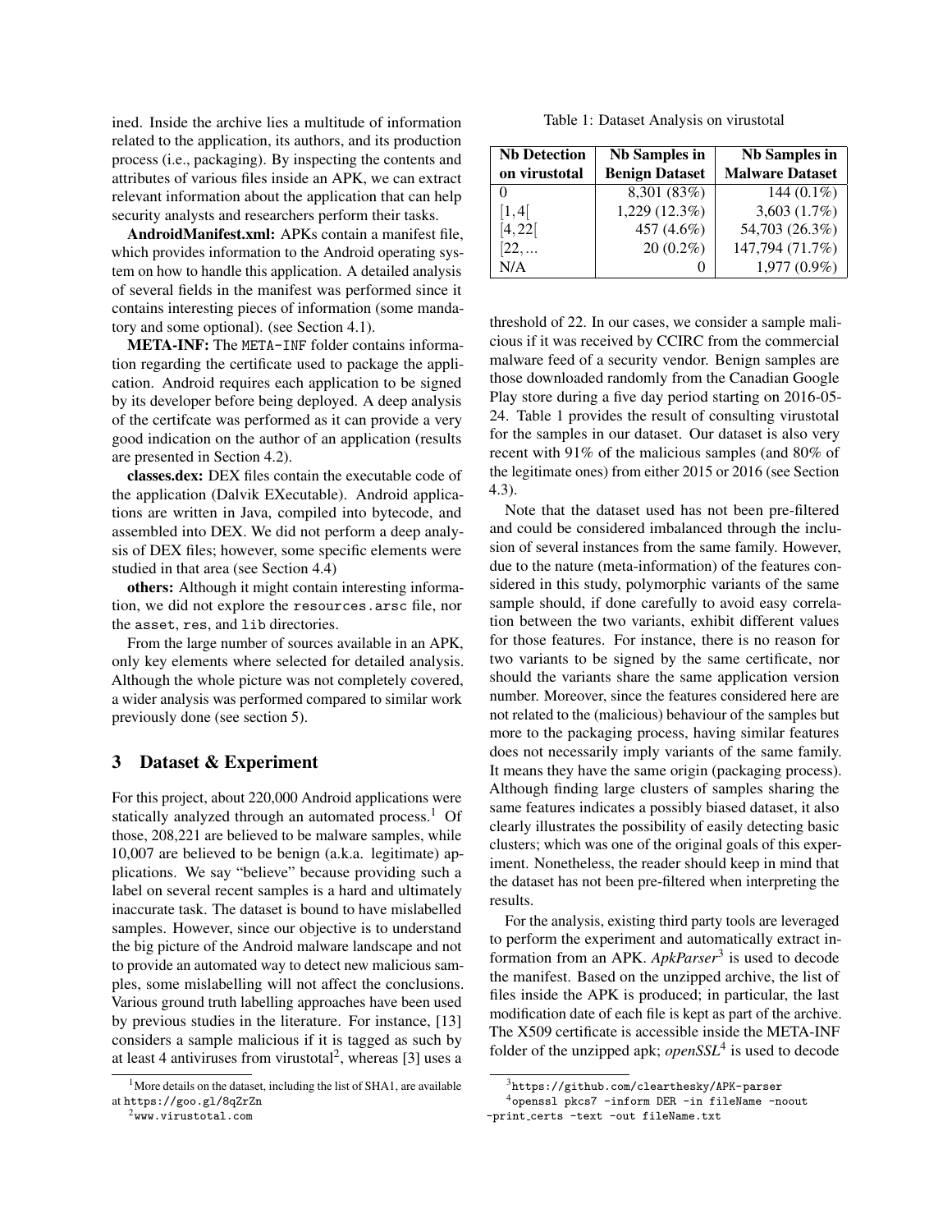ined. Inside the archive lies a multitude of information related to the application, its authors, and its production process (i.e., packaging). By inspecting the contents and attributes of various files inside an APK, we can extract relevant information about the application that can help security analysts and researchers perform their tasks.

**AndroidManifest.xml:** APKs contain a manifest file, which provides information to the Android operating system on how to handle this application. A detailed analysis of several fields in the manifest was performed since it contains interesting pieces of information (some mandatory and some optional). (see Section 4.1).

**META-INF:** The META-INF folder contains information regarding the certificate used to package the application. Android requires each application to be signed by its developer before being deployed. A deep analysis of the certifcate was performed as it can provide a very good indication on the author of an application (results are presented in Section 4.2).

**classes.dex:** DEX files contain the executable code of the application (Dalvik EXecutable). Android applications are written in Java, compiled into bytecode, and assembled into DEX. We did not perform a deep analysis of DEX files; however, some specific elements were studied in that area (see Section 4.4)

**others:** Although it might contain interesting information, we did not explore the `resources.arsc` file, nor the `asset`, `res`, and `lib` directories.

From the large number of sources available in an APK, only key elements where selected for detailed analysis. Although the whole picture was not completely covered, a wider analysis was performed compared to similar work previously done (see section 5).

## 3 Dataset & Experiment

For this project, about 220,000 Android applications were statically analyzed through an automated process.[1] Of those, 208,221 are believed to be malware samples, while 10,007 are believed to be benign (a.k.a. legitimate) applications. We say "believe" because providing such a label on several recent samples is a hard and ultimately inaccurate task. The dataset is bound to have mislabelled samples. However, since our objective is to understand the big picture of the Android malware landscape and not to provide an automated way to detect new malicious samples, some mislabelling will not affect the conclusions. Various ground truth labelling approaches have been used by previous studies in the literature. For instance, [13] considers a sample malicious if it is tagged as such by at least 4 antiviruses from virustotal[2], whereas [3] uses a threshold of 22. In our cases, we consider a sample malicious if it was received by CCIRC from the commercial malware feed of a security vendor. Benign samples are those downloaded randomly from the Canadian Google Play store during a five day period starting on 2016-05-24. Table 1 provides the result of consulting virustotal for the samples in our dataset. Our dataset is also very recent with 91% of the malicious samples (and 80% of the legitimate ones) from either 2015 or 2016 (see Section 4.3).

Table 1: Dataset Analysis on virustotal

| Nb Detection on virustotal | Nb Samples in Benign Dataset | Nb Samples in Malware Dataset |
|---|---|---|
| 0 | 8,301 (83%) | 144 (0.1%) |
| $[1,4[$ | 1,229 (12.3%) | 3,603 (1.7%) |
| $[4,22[$ | 457 (4.6%) | 54,703 (26.3%) |
| $[22,\ldots$ | 20 (0.2%) | 147,794 (71.7%) |
| N/A | 0 | 1,977 (0.9%) |

Note that the dataset used has not been pre-filtered and could be considered imbalanced through the inclusion of several instances from the same family. However, due to the nature (meta-information) of the features considered in this study, polymorphic variants of the same sample should, if done carefully to avoid easy correlation between the two variants, exhibit different values for those features. For instance, there is no reason for two variants to be signed by the same certificate, nor should the variants share the same application version number. Moreover, since the features considered here are not related to the (malicious) behaviour of the samples but more to the packaging process, having similar features does not necessarily imply variants of the same family. It means they have the same origin (packaging process). Although finding large clusters of samples sharing the same features indicates a possibly biased dataset, it also clearly illustrates the possibility of easily detecting basic clusters; which was one of the original goals of this experiment. Nonetheless, the reader should keep in mind that the dataset has not been pre-filtered when interpreting the results.

For the analysis, existing third party tools are leveraged to perform the experiment and automatically extract information from an APK. *ApkParser*[3] is used to decode the manifest. Based on the unzipped archive, the list of files inside the APK is produced; in particular, the last modification date of each file is kept as part of the archive. The X509 certificate is accessible inside the META-INF folder of the unzipped apk; *openSSL*[4] is used to decode

[1] More details on the dataset, including the list of SHA1, are available at https://goo.gl/8qZrZn

[2] www.virustotal.com

[3] https://github.com/clearthesky/APK-parser

[4] openssl pkcs7 -inform DER -in fileName -noout -print_certs -text -out fileName.txt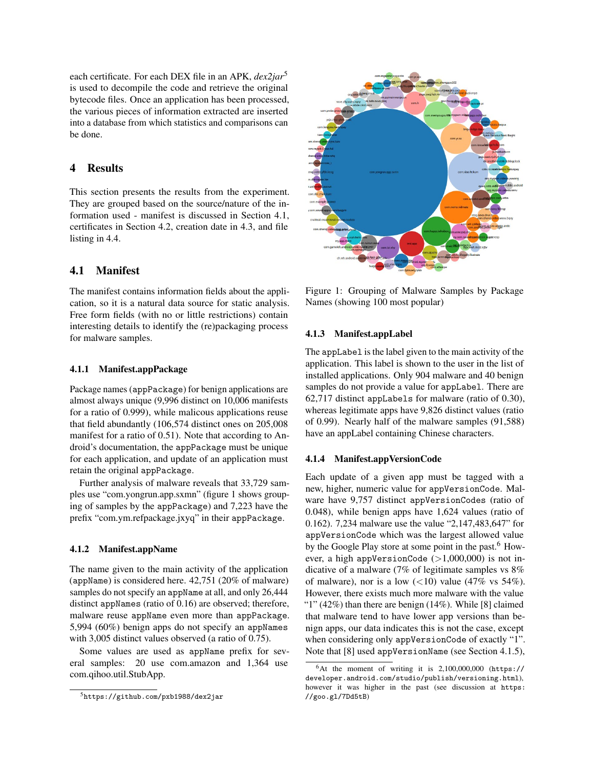each certificate. For each DEX file in an APK, *dex2jar*[5] is used to decompile the code and retrieve the original bytecode files. Once an application has been processed, the various pieces of information extracted are inserted into a database from which statistics and comparisons can be done.

# 4 Results

This section presents the results from the experiment. They are grouped based on the source/nature of the information used - manifest is discussed in Section 4.1, certificates in Section 4.2, creation date in 4.3, and file listing in 4.4.

## 4.1 Manifest

The manifest contains information fields about the application, so it is a natural data source for static analysis. Free form fields (with no or little restrictions) contain interesting details to identify the (re)packaging process for malware samples.

### 4.1.1 Manifest.appPackage

Package names (`appPackage`) for benign applications are almost always unique (9,996 distinct on 10,006 manifests for a ratio of 0.999), while malicous applications reuse that field abundantly (106,574 distinct ones on 205,008 manifest for a ratio of 0.51). Note that according to Android's documentation, the `appPackage` must be unique for each application, and update of an application must retain the original `appPackage`.

Further analysis of malware reveals that 33,729 samples use "com.yongrun.app.sxmn" (figure 1 shows grouping of samples by the `appPackage`) and 7,223 have the prefix "com.ym.refpackage.jxyq" in their `appPackage`.

### 4.1.2 Manifest.appName

The name given to the main activity of the application (`appName`) is considered here. 42,751 (20% of malware) samples do not specify an `appName` at all, and only 26,444 distinct `appNames` (ratio of 0.16) are observed; therefore, malware reuse `appName` even more than `appPackage`. 5,994 (60%) benign apps do not specify an `appNames` with 3,005 distinct values observed (a ratio of 0.75).

Some values are used as `appName` prefix for several samples: 20 use com.amazon and 1,364 use com.qihoo.util.StubApp.

[5] `https://github.com/pxb1988/dex2jar`

Figure 1: Grouping of Malware Samples by Package Names (showing 100 most popular)

### 4.1.3 Manifest.appLabel

The `appLabel` is the label given to the main activity of the application. This label is shown to the user in the list of installed applications. Only 904 malware and 40 benign samples do not provide a value for `appLabel`. There are 62,717 distinct `appLabels` for malware (ratio of 0.30), whereas legitimate apps have 9,826 distinct values (ratio of 0.99). Nearly half of the malware samples (91,588) have an appLabel containing Chinese characters.

### 4.1.4 Manifest.appVersionCode

Each update of a given app must be tagged with a new, higher, numeric value for `appVersionCode`. Malware have 9,757 distinct `appVersionCodes` (ratio of 0.048), while benign apps have 1,624 values (ratio of 0.162). 7,234 malware use the value "2,147,483,647" for `appVersionCode` which was the largest allowed value by the Google Play store at some point in the past.[6] However, a high `appVersionCode` (>1,000,000) is not indicative of a malware (7% of legitimate samples vs 8% of malware), nor is a low (<10) value (47% vs 54%). However, there exists much more malware with the value "1" (42%) than there are benign (14%). While [8] claimed that malware tend to have lower app versions than benign apps, our data indicates this is not the case, except when considering only `appVersionCode` of exactly "1". Note that [8] used `appVersionName` (see Section 4.1.5),

[6] At the moment of writing it is 2,100,000,000 (`https://developer.android.com/studio/publish/versioning.html`), however it was higher in the past (see discussion at `https://goo.gl/7Dd5tB`)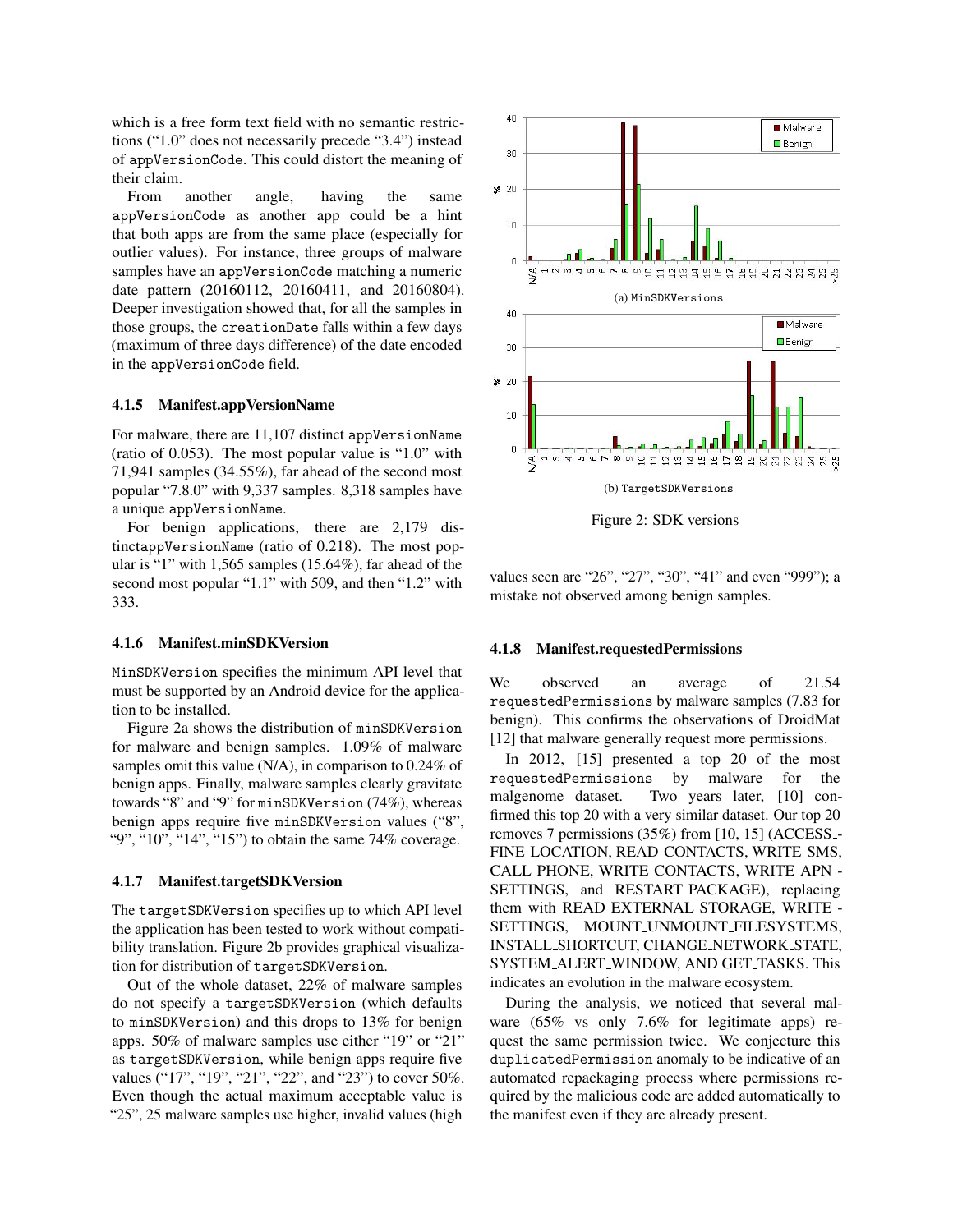which is a free form text field with no semantic restrictions ("1.0" does not necessarily precede "3.4") instead of `appVersionCode`. This could distort the meaning of their claim.

From another angle, having the same `appVersionCode` as another app could be a hint that both apps are from the same place (especially for outlier values). For instance, three groups of malware samples have an `appVersionCode` matching a numeric date pattern (20160112, 20160411, and 20160804). Deeper investigation showed that, for all the samples in those groups, the `creationDate` falls within a few days (maximum of three days difference) of the date encoded in the `appVersionCode` field.

#### 4.1.5 Manifest.appVersionName

For malware, there are 11,107 distinct `appVersionName` (ratio of 0.053). The most popular value is "1.0" with 71,941 samples (34.55%), far ahead of the second most popular "7.8.0" with 9,337 samples. 8,318 samples have a unique `appVersionName`.

For benign applications, there are 2,179 distinct `appVersionName` (ratio of 0.218). The most popular is "1" with 1,565 samples (15.64%), far ahead of the second most popular "1.1" with 509, and then "1.2" with 333.

#### 4.1.6 Manifest.minSDKVersion

`MinSDKVersion` specifies the minimum API level that must be supported by an Android device for the application to be installed.

Figure 2a shows the distribution of `minSDKVersion` for malware and benign samples. 1.09% of malware samples omit this value (N/A), in comparison to 0.24% of benign apps. Finally, malware samples clearly gravitate towards "8" and "9" for `minSDKVersion` (74%), whereas benign apps require five `minSDKVersion` values ("8", "9", "10", "14", "15") to obtain the same 74% coverage.

#### 4.1.7 Manifest.targetSDKVersion

The `targetSDKVersion` specifies up to which API level the application has been tested to work without compatibility translation. Figure 2b provides graphical visualization for distribution of `targetSDKVersion`.

Out of the whole dataset, 22% of malware samples do not specify a `targetSDKVersion` (which defaults to `minSDKVersion`) and this drops to 13% for benign apps. 50% of malware samples use either "19" or "21" as `targetSDKVersion`, while benign apps require five values ("17", "19", "21", "22", and "23") to cover 50%. Even though the actual maximum acceptable value is "25", 25 malware samples use higher, invalid values (high values seen are "26", "27", "30", "41" and even "999"); a mistake not observed among benign samples.

(a) `MinSDKVersions`

(b) `TargetSDKVersions`

Figure 2: SDK versions

#### 4.1.8 Manifest.requestedPermissions

We observed an average of 21.54 `requestedPermissions` by malware samples (7.83 for benign). This confirms the observations of DroidMat [12] that malware generally request more permissions.

In 2012, [15] presented a top 20 of the most `requestedPermissions` by malware for the malgenome dataset. Two years later, [10] confirmed this top 20 with a very similar dataset. Our top 20 removes 7 permissions (35%) from [10, 15] (ACCESS_FINE_LOCATION, READ_CONTACTS, WRITE_SMS, CALL_PHONE, WRITE_CONTACTS, WRITE_APN_SETTINGS, and RESTART_PACKAGE), replacing them with READ_EXTERNAL_STORAGE, WRITE_SETTINGS, MOUNT_UNMOUNT_FILESYSTEMS, INSTALL_SHORTCUT, CHANGE_NETWORK_STATE, SYSTEM_ALERT_WINDOW, AND GET_TASKS. This indicates an evolution in the malware ecosystem.

During the analysis, we noticed that several malware (65% vs only 7.6% for legitimate apps) request the same permission twice. We conjecture this `duplicatedPermission` anomaly to be indicative of an automated repackaging process where permissions required by the malicious code are added automatically to the manifest even if they are already present.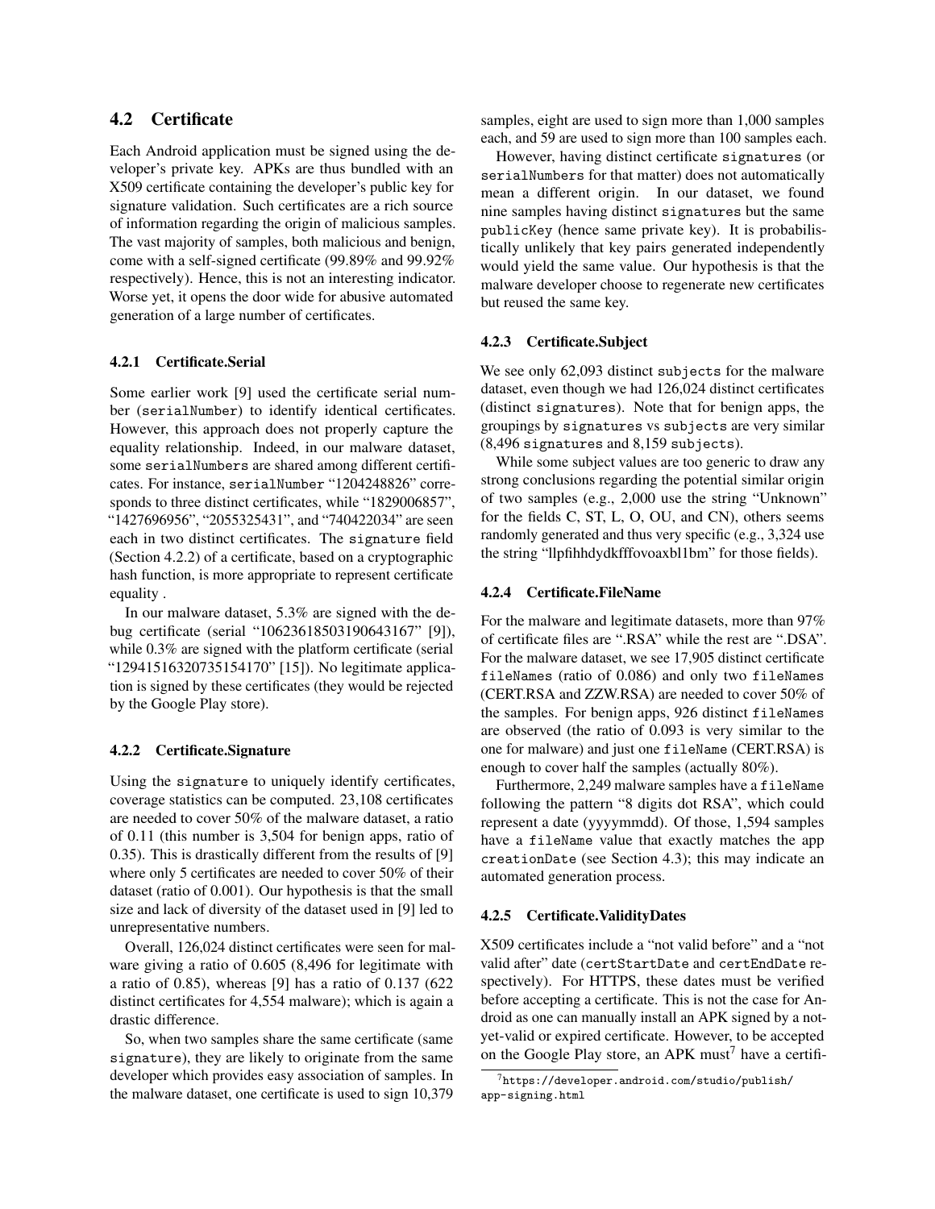## 4.2 Certificate

Each Android application must be signed using the developer's private key. APKs are thus bundled with an X509 certificate containing the developer's public key for signature validation. Such certificates are a rich source of information regarding the origin of malicious samples. The vast majority of samples, both malicious and benign, come with a self-signed certificate (99.89% and 99.92% respectively). Hence, this is not an interesting indicator. Worse yet, it opens the door wide for abusive automated generation of a large number of certificates.

### 4.2.1 Certificate.Serial

Some earlier work [9] used the certificate serial number (`serialNumber`) to identify identical certificates. However, this approach does not properly capture the equality relationship. Indeed, in our malware dataset, some `serialNumbers` are shared among different certificates. For instance, `serialNumber` "1204248826" corresponds to three distinct certificates, while "1829006857", "1427696956", "2055325431", and "740422034" are seen each in two distinct certificates. The `signature` field (Section 4.2.2) of a certificate, based on a cryptographic hash function, is more appropriate to represent certificate equality .

In our malware dataset, 5.3% are signed with the debug certificate (serial "10623618503190643167" [9]), while 0.3% are signed with the platform certificate (serial "12941516320735154170" [15]). No legitimate application is signed by these certificates (they would be rejected by the Google Play store).

### 4.2.2 Certificate.Signature

Using the `signature` to uniquely identify certificates, coverage statistics can be computed. 23,108 certificates are needed to cover 50% of the malware dataset, a ratio of 0.11 (this number is 3,504 for benign apps, ratio of 0.35). This is drastically different from the results of [9] where only 5 certificates are needed to cover 50% of their dataset (ratio of 0.001). Our hypothesis is that the small size and lack of diversity of the dataset used in [9] led to unrepresentative numbers.

Overall, 126,024 distinct certificates were seen for malware giving a ratio of 0.605 (8,496 for legitimate with a ratio of 0.85), whereas [9] has a ratio of 0.137 (622 distinct certificates for 4,554 malware); which is again a drastic difference.

So, when two samples share the same certificate (same `signature`), they are likely to originate from the same developer which provides easy association of samples. In the malware dataset, one certificate is used to sign 10,379 samples, eight are used to sign more than 1,000 samples each, and 59 are used to sign more than 100 samples each.

However, having distinct certificate `signatures` (or `serialNumbers` for that matter) does not automatically mean a different origin. In our dataset, we found nine samples having distinct `signatures` but the same `publicKey` (hence same private key). It is probabilistically unlikely that key pairs generated independently would yield the same value. Our hypothesis is that the malware developer choose to regenerate new certificates but reused the same key.

### 4.2.3 Certificate.Subject

We see only 62,093 distinct `subjects` for the malware dataset, even though we had 126,024 distinct certificates (distinct `signatures`). Note that for benign apps, the groupings by `signatures` vs `subjects` are very similar (8,496 `signatures` and 8,159 `subjects`).

While some subject values are too generic to draw any strong conclusions regarding the potential similar origin of two samples (e.g., 2,000 use the string "Unknown" for the fields C, ST, L, O, OU, and CN), others seems randomly generated and thus very specific (e.g., 3,324 use the string "llpfihhdydkfffovoaxbl1bm" for those fields).

### 4.2.4 Certificate.FileName

For the malware and legitimate datasets, more than 97% of certificate files are ".RSA" while the rest are ".DSA". For the malware dataset, we see 17,905 distinct certificate `fileNames` (ratio of 0.086) and only two `fileNames` (CERT.RSA and ZZW.RSA) are needed to cover 50% of the samples. For benign apps, 926 distinct `fileNames` are observed (the ratio of 0.093 is very similar to the one for malware) and just one `fileName` (CERT.RSA) is enough to cover half the samples (actually 80%).

Furthermore, 2,249 malware samples have a `fileName` following the pattern "8 digits dot RSA", which could represent a date (yyyymmdd). Of those, 1,594 samples have a `fileName` value that exactly matches the app `creationDate` (see Section 4.3); this may indicate an automated generation process.

### 4.2.5 Certificate.ValidityDates

X509 certificates include a "not valid before" and a "not valid after" date (`certStartDate` and `certEndDate` respectively). For HTTPS, these dates must be verified before accepting a certificate. This is not the case for Android as one can manually install an APK signed by a not-yet-valid or expired certificate. However, to be accepted on the Google Play store, an APK must[7] have a certifi-

[7] https://developer.android.com/studio/publish/app-signing.html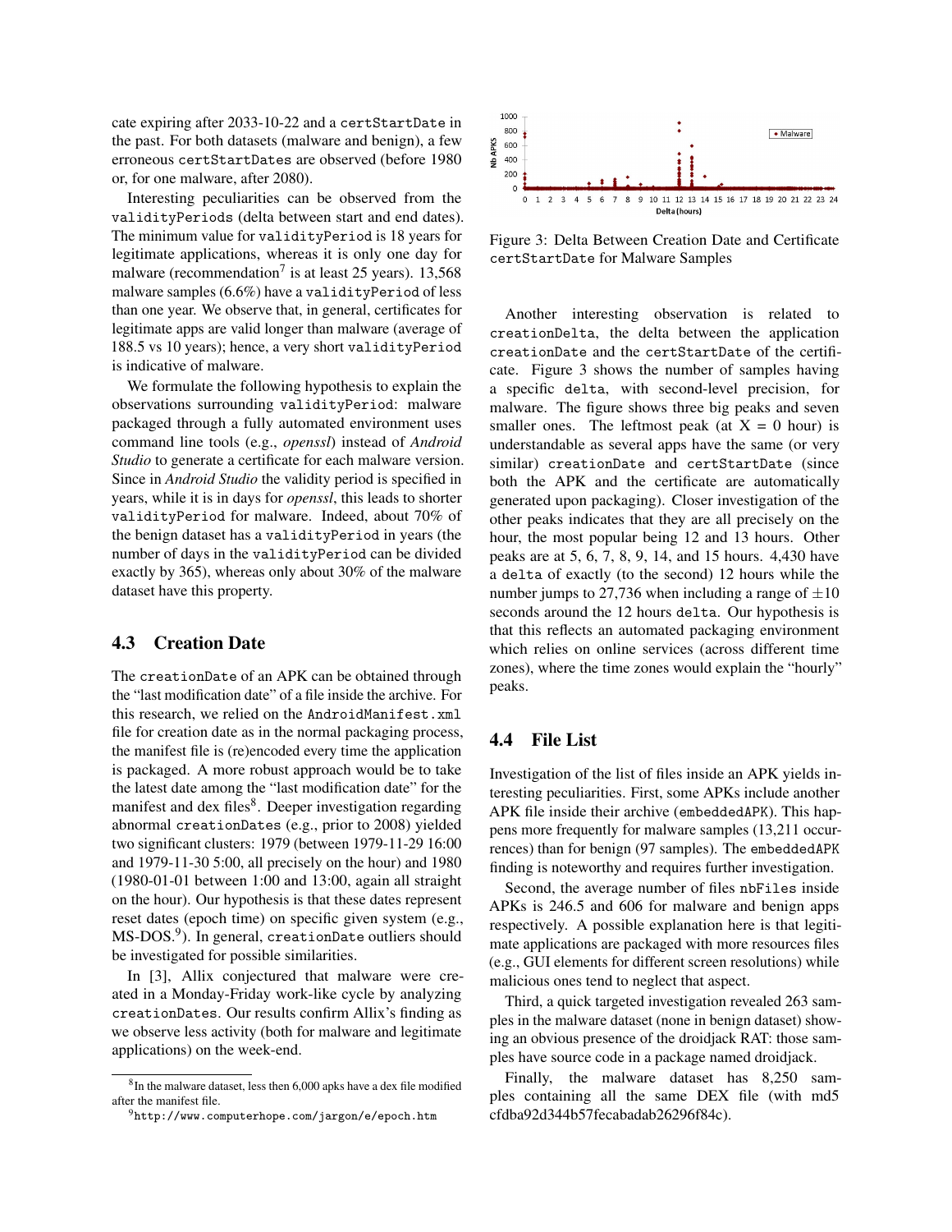cate expiring after 2033-10-22 and a `certStartDate` in the past. For both datasets (malware and benign), a few erroneous `certStartDate`s are observed (before 1980 or, for one malware, after 2080).

Interesting peculiarities can be observed from the `validityPeriod`s (delta between start and end dates). The minimum value for `validityPeriod` is 18 years for legitimate applications, whereas it is only one day for malware (recommendation[7] is at least 25 years). 13,568 malware samples (6.6%) have a `validityPeriod` of less than one year. We observe that, in general, certificates for legitimate apps are valid longer than malware (average of 188.5 vs 10 years); hence, a very short `validityPeriod` is indicative of malware.

We formulate the following hypothesis to explain the observations surrounding `validityPeriod`: malware packaged through a fully automated environment uses command line tools (e.g., *openssl*) instead of *Android Studio* to generate a certificate for each malware version. Since in *Android Studio* the validity period is specified in years, while it is in days for *openssl*, this leads to shorter `validityPeriod` for malware. Indeed, about 70% of the benign dataset has a `validityPeriod` in years (the number of days in the `validityPeriod` can be divided exactly by 365), whereas only about 30% of the malware dataset have this property.

### 4.3 Creation Date

The `creationDate` of an APK can be obtained through the "last modification date" of a file inside the archive. For this research, we relied on the `AndroidManifest.xml` file for creation date as in the normal packaging process, the manifest file is (re)encoded every time the application is packaged. A more robust approach would be to take the latest date among the "last modification date" for the manifest and dex files[8]. Deeper investigation regarding abnormal `creationDate`s (e.g., prior to 2008) yielded two significant clusters: 1979 (between 1979-11-29 16:00 and 1979-11-30 5:00, all precisely on the hour) and 1980 (1980-01-01 between 1:00 and 13:00, again all straight on the hour). Our hypothesis is that these dates represent reset dates (epoch time) on specific given system (e.g., MS-DOS.[9]). In general, `creationDate` outliers should be investigated for possible similarities.

In [3], Allix conjectured that malware were created in a Monday-Friday work-like cycle by analyzing `creationDate`s. Our results confirm Allix's finding as we observe less activity (both for malware and legitimate applications) on the week-end.

Figure 3: Delta Between Creation Date and Certificate `certStartDate` for Malware Samples

Another interesting observation is related to `creationDelta`, the delta between the application `creationDate` and the `certStartDate` of the certificate. Figure 3 shows the number of samples having a specific `delta`, with second-level precision, for malware. The figure shows three big peaks and seven smaller ones. The leftmost peak (at X = 0 hour) is understandable as several apps have the same (or very similar) `creationDate` and `certStartDate` (since both the APK and the certificate are automatically generated upon packaging). Closer investigation of the other peaks indicates that they are all precisely on the hour, the most popular being 12 and 13 hours. Other peaks are at 5, 6, 7, 8, 9, 14, and 15 hours. 4,430 have a `delta` of exactly (to the second) 12 hours while the number jumps to 27,736 when including a range of $\pm 10$ seconds around the 12 hours `delta`. Our hypothesis is that this reflects an automated packaging environment which relies on online services (across different time zones), where the time zones would explain the "hourly" peaks.

### 4.4 File List

Investigation of the list of files inside an APK yields interesting peculiarities. First, some APKs include another APK file inside their archive (`embeddedAPK`). This happens more frequently for malware samples (13,211 occurrences) than for benign (97 samples). The `embeddedAPK` finding is noteworthy and requires further investigation.

Second, the average number of files `nbFiles` inside APKs is 246.5 and 606 for malware and benign apps respectively. A possible explanation here is that legitimate applications are packaged with more resources files (e.g., GUI elements for different screen resolutions) while malicious ones tend to neglect that aspect.

Third, a quick targeted investigation revealed 263 samples in the malware dataset (none in benign dataset) showing an obvious presence of the droidjack RAT: those samples have source code in a package named droidjack.

Finally, the malware dataset has 8,250 samples containing all the same DEX file (with md5 cfdba92d344b57fecabadab26296f84c).

[8] In the malware dataset, less then 6,000 apks have a dex file modified after the manifest file.

[9] http://www.computerhope.com/jargon/e/epoch.htm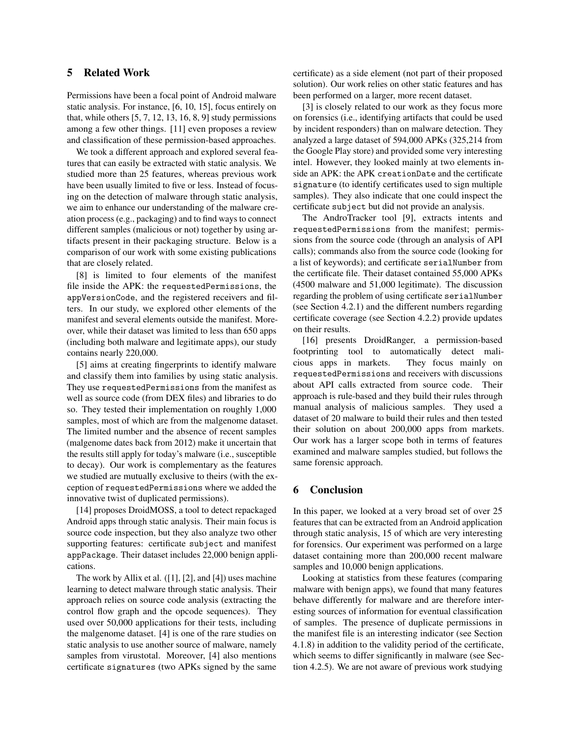## 5 Related Work

Permissions have been a focal point of Android malware static analysis. For instance, [6, 10, 15], focus entirely on that, while others [5, 7, 12, 13, 16, 8, 9] study permissions among a few other things. [11] even proposes a review and classification of these permission-based approaches.

We took a different approach and explored several features that can easily be extracted with static analysis. We studied more than 25 features, whereas previous work have been usually limited to five or less. Instead of focusing on the detection of malware through static analysis, we aim to enhance our understanding of the malware creation process (e.g., packaging) and to find ways to connect different samples (malicious or not) together by using artifacts present in their packaging structure. Below is a comparison of our work with some existing publications that are closely related.

[8] is limited to four elements of the manifest file inside the APK: the `requestedPermissions`, the `appVersionCode`, and the registered receivers and filters. In our study, we explored other elements of the manifest and several elements outside the manifest. Moreover, while their dataset was limited to less than 650 apps (including both malware and legitimate apps), our study contains nearly 220,000.

[5] aims at creating fingerprints to identify malware and classify them into families by using static analysis. They use `requestedPermissions` from the manifest as well as source code (from DEX files) and libraries to do so. They tested their implementation on roughly 1,000 samples, most of which are from the malgenome dataset. The limited number and the absence of recent samples (malgenome dates back from 2012) make it uncertain that the results still apply for today's malware (i.e., susceptible to decay). Our work is complementary as the features we studied are mutually exclusive to theirs (with the exception of `requestedPermissions` where we added the innovative twist of duplicated permissions).

[14] proposes DroidMOSS, a tool to detect repackaged Android apps through static analysis. Their main focus is source code inspection, but they also analyze two other supporting features: certificate `subject` and manifest `appPackage`. Their dataset includes 22,000 benign applications.

The work by Allix et al. ([1], [2], and [4]) uses machine learning to detect malware through static analysis. Their approach relies on source code analysis (extracting the control flow graph and the opcode sequences). They used over 50,000 applications for their tests, including the malgenome dataset. [4] is one of the rare studies on static analysis to use another source of malware, namely samples from virustotal. Moreover, [4] also mentions certificate `signatures` (two APKs signed by the same certificate) as a side element (not part of their proposed solution). Our work relies on other static features and has been performed on a larger, more recent dataset.

[3] is closely related to our work as they focus more on forensics (i.e., identifying artifacts that could be used by incident responders) than on malware detection. They analyzed a large dataset of 594,000 APKs (325,214 from the Google Play store) and provided some very interesting intel. However, they looked mainly at two elements inside an APK: the APK `creationDate` and the certificate `signature` (to identify certificates used to sign multiple samples). They also indicate that one could inspect the certificate `subject` but did not provide an analysis.

The AndroTracker tool [9], extracts intents and `requestedPermissions` from the manifest; permissions from the source code (through an analysis of API calls); commands also from the source code (looking for a list of keywords); and certificate `serialNumber` from the certificate file. Their dataset contained 55,000 APKs (4500 malware and 51,000 legitimate). The discussion regarding the problem of using certificate `serialNumber` (see Section 4.2.1) and the different numbers regarding certificate coverage (see Section 4.2.2) provide updates on their results.

[16] presents DroidRanger, a permission-based footprinting tool to automatically detect malicious apps in markets. They focus mainly on `requestedPermissions` and receivers with discussions about API calls extracted from source code. Their approach is rule-based and they build their rules through manual analysis of malicious samples. They used a dataset of 20 malware to build their rules and then tested their solution on about 200,000 apps from markets. Our work has a larger scope both in terms of features examined and malware samples studied, but follows the same forensic approach.

## 6 Conclusion

In this paper, we looked at a very broad set of over 25 features that can be extracted from an Android application through static analysis, 15 of which are very interesting for forensics. Our experiment was performed on a large dataset containing more than 200,000 recent malware samples and 10,000 benign applications.

Looking at statistics from these features (comparing malware with benign apps), we found that many features behave differently for malware and are therefore interesting sources of information for eventual classification of samples. The presence of duplicate permissions in the manifest file is an interesting indicator (see Section 4.1.8) in addition to the validity period of the certificate, which seems to differ significantly in malware (see Section 4.2.5). We are not aware of previous work studying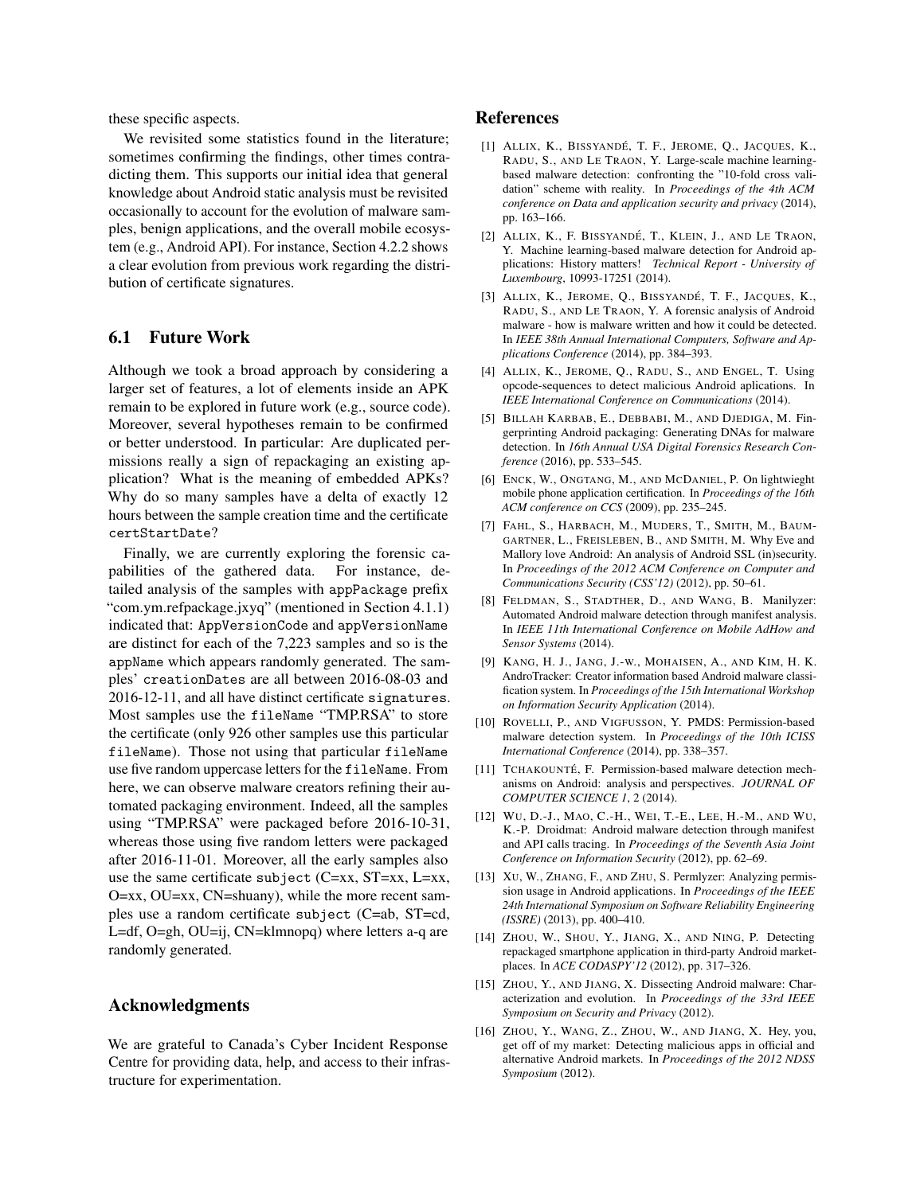these specific aspects.

We revisited some statistics found in the literature; sometimes confirming the findings, other times contradicting them. This supports our initial idea that general knowledge about Android static analysis must be revisited occasionally to account for the evolution of malware samples, benign applications, and the overall mobile ecosystem (e.g., Android API). For instance, Section 4.2.2 shows a clear evolution from previous work regarding the distribution of certificate signatures.

## 6.1 Future Work

Although we took a broad approach by considering a larger set of features, a lot of elements inside an APK remain to be explored in future work (e.g., source code). Moreover, several hypotheses remain to be confirmed or better understood. In particular: Are duplicated permissions really a sign of repackaging an existing application? What is the meaning of embedded APKs? Why do so many samples have a delta of exactly 12 hours between the sample creation time and the certificate `certStartDate`?

Finally, we are currently exploring the forensic capabilities of the gathered data. For instance, detailed analysis of the samples with `appPackage` prefix "com.ym.refpackage.jxyq" (mentioned in Section 4.1.1) indicated that: `AppVersionCode` and `appVersionName` are distinct for each of the 7,223 samples and so is the `appName` which appears randomly generated. The samples' `creationDates` are all between 2016-08-03 and 2016-12-11, and all have distinct certificate `signatures`. Most samples use the `fileName` "TMP.RSA" to store the certificate (only 926 other samples use this particular `fileName`). Those not using that particular `fileName` use five random uppercase letters for the `fileName`. From here, we can observe malware creators refining their automated packaging environment. Indeed, all the samples using "TMP.RSA" were packaged before 2016-10-31, whereas those using five random letters were packaged after 2016-11-01. Moreover, all the early samples also use the same certificate `subject` (C=xx, ST=xx, L=xx, O=xx, OU=xx, CN=shuany), while the more recent samples use a random certificate `subject` (C=ab, ST=cd, L=df, O=gh, OU=ij, CN=klmnopq) where letters a-q are randomly generated.

## Acknowledgments

We are grateful to Canada's Cyber Incident Response Centre for providing data, help, and access to their infrastructure for experimentation.

## References

[1] ALLIX, K., BISSYANDÉ, T. F., JEROME, Q., JACQUES, K., RADU, S., AND LE TRAON, Y. Large-scale machine learning-based malware detection: confronting the "10-fold cross validation" scheme with reality. In *Proceedings of the 4th ACM conference on Data and application security and privacy* (2014), pp. 163–166.

[2] ALLIX, K., F. BISSYANDÉ, T., KLEIN, J., AND LE TRAON, Y. Machine learning-based malware detection for Android applications: History matters! *Technical Report - University of Luxembourg*, 10993-17251 (2014).

[3] ALLIX, K., JEROME, Q., BISSYANDÉ, T. F., JACQUES, K., RADU, S., AND LE TRAON, Y. A forensic analysis of Android malware - how is malware written and how it could be detected. In *IEEE 38th Annual International Computers, Software and Applications Conference* (2014), pp. 384–393.

[4] ALLIX, K., JEROME, Q., RADU, S., AND ENGEL, T. Using opcode-sequences to detect malicious Android aplications. In *IEEE International Conference on Communications* (2014).

[5] BILLAH KARBAB, E., DEBBABI, M., AND DJEDIGA, M. Fingerprinting Android packaging: Generating DNAs for malware detection. In *16th Annual USA Digital Forensics Research Conference* (2016), pp. 533–545.

[6] ENCK, W., ONGTANG, M., AND MCDANIEL, P. On lightwieght mobile phone application certification. In *Proceedings of the 16th ACM conference on CCS* (2009), pp. 235–245.

[7] FAHL, S., HARBACH, M., MUDERS, T., SMITH, M., BAUMGARTNER, L., FREISLEBEN, B., AND SMITH, M. Why Eve and Mallory love Android: An analysis of Android SSL (in)security. In *Proceedings of the 2012 ACM Conference on Computer and Communications Security (CSS'12)* (2012), pp. 50–61.

[8] FELDMAN, S., STADTHER, D., AND WANG, B. Manilyzer: Automated Android malware detection through manifest analysis. In *IEEE 11th International Conference on Mobile AdHow and Sensor Systems* (2014).

[9] KANG, H. J., JANG, J.-W., MOHAISEN, A., AND KIM, H. K. AndroTracker: Creator information based Android malware classification system. In *Proceedings of the 15th International Workshop on Information Security Application* (2014).

[10] ROVELLI, P., AND VIGFUSSON, Y. PMDS: Permission-based malware detection system. In *Proceedings of the 10th ICISS International Conference* (2014), pp. 338–357.

[11] TCHAKOUNTÉ, F. Permission-based malware detection mechanisms on Android: analysis and perspectives. *JOURNAL OF COMPUTER SCIENCE 1*, 2 (2014).

[12] WU, D.-J., MAO, C.-H., WEI, T.-E., LEE, H.-M., AND WU, K.-P. Droidmat: Android malware detection through manifest and API calls tracing. In *Proceedings of the Seventh Asia Joint Conference on Information Security* (2012), pp. 62–69.

[13] XU, W., ZHANG, F., AND ZHU, S. Permlyzer: Analyzing permission usage in Android applications. In *Proceedings of the IEEE 24th International Symposium on Software Reliability Engineering (ISSRE)* (2013), pp. 400–410.

[14] ZHOU, W., SHOU, Y., JIANG, X., AND NING, P. Detecting repackaged smartphone application in third-party Android marketplaces. In *ACE CODASPY'12* (2012), pp. 317–326.

[15] ZHOU, Y., AND JIANG, X. Dissecting Android malware: Characterization and evolution. In *Proceedings of the 33rd IEEE Symposium on Security and Privacy* (2012).

[16] ZHOU, Y., WANG, Z., ZHOU, W., AND JIANG, X. Hey, you, get off of my market: Detecting malicious apps in official and alternative Android markets. In *Proceedings of the 2012 NDSS Symposium* (2012).